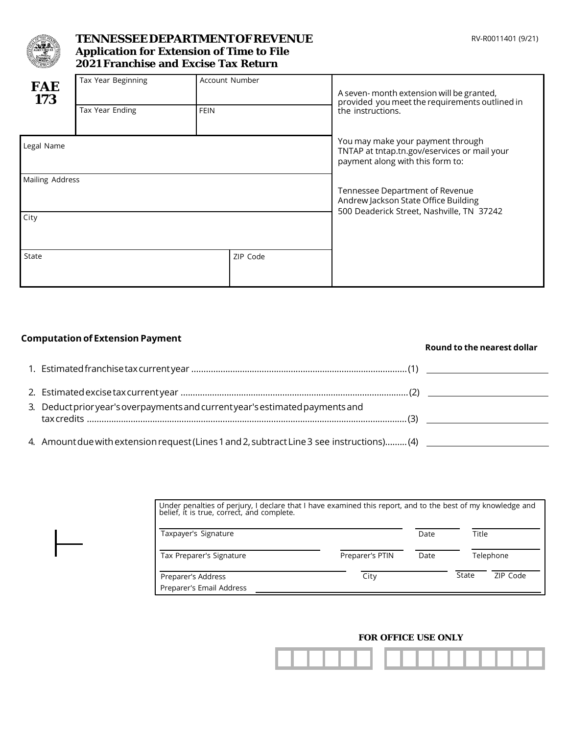# TENNESSEE DEPARTMENT OF REVENUE

## Application for Extension of Time to File 2021 Franchise and Excise Tax Return

RV-R0011401 (9/21)

**FAE 173**

| Tax Year Beginning | Account Number |
|---|---|
| Tax Year Ending | FEIN |

| Legal Name | |
|---|---|
| Mailing Address | |
| City | |
| State | ZIP Code |

A seven- month extension will be granted, provided you meet the requirements outlined in the instructions.

You may make your payment through TNTAP at tntap.tn.gov/eservices or mail your payment along with this form to:

Tennessee Department of Revenue
Andrew Jackson State Office Building
500 Deaderick Street, Nashville, TN 37242

### Computation of Extension Payment

**Round to the nearest dollar**

1. Estimated franchise tax current year ........................................................................................ (1) \_\_\_\_\_\_\_\_\_\_
2. Estimated excise tax current year ............................................................................................ (2) \_\_\_\_\_\_\_\_\_\_
3. Deduct prior year's overpayments and current year's estimated payments and tax credits .................................................................................................................................. (3) \_\_\_\_\_\_\_\_\_\_
4. Amount due with extension request (Lines 1 and 2, subtract Line 3 see instructions)......... (4) \_\_\_\_\_\_\_\_\_\_

Under penalties of perjury, I declare that I have examined this report, and to the best of my knowledge and belief, it is true, correct, and complete.

| Taxpayer's Signature | | Date | Title |
|---|---|---|---|
| Tax Preparer's Signature | Preparer's PTIN | Date | Telephone |
| Preparer's Address | City | State | ZIP Code |
| Preparer's Email Address | | | |

**FOR OFFICE USE ONLY**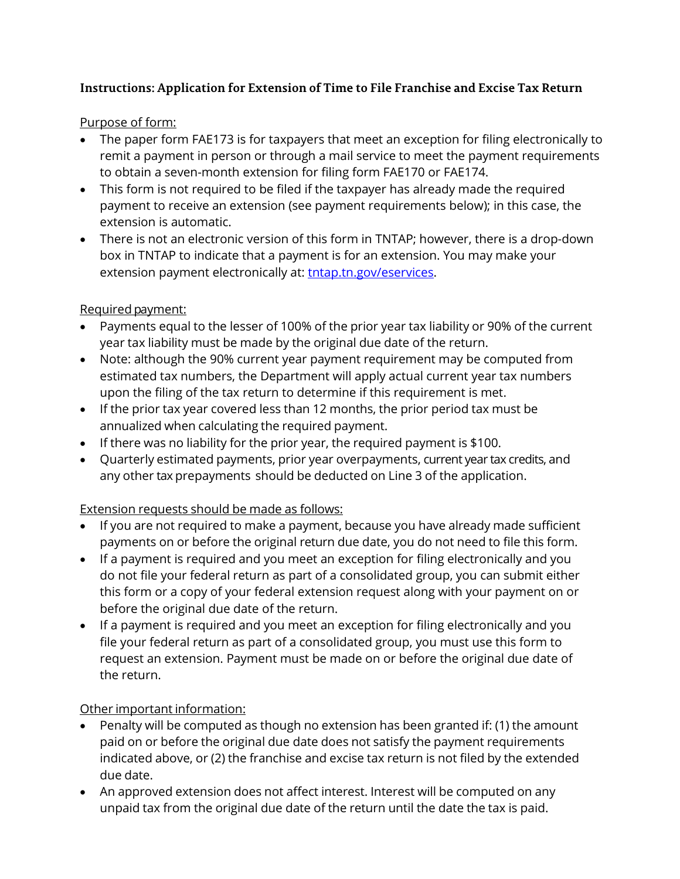## Instructions: Application for Extension of Time to File Franchise and Excise Tax Return

Purpose of form:

- The paper form FAE173 is for taxpayers that meet an exception for filing electronically to remit a payment in person or through a mail service to meet the payment requirements to obtain a seven-month extension for filing form FAE170 or FAE174.
- This form is not required to be filed if the taxpayer has already made the required payment to receive an extension (see payment requirements below); in this case, the extension is automatic.
- There is not an electronic version of this form in TNTAP; however, there is a drop-down box in TNTAP to indicate that a payment is for an extension. You may make your extension payment electronically at: [tntap.tn.gov/eservices](tntap.tn.gov/eservices).

Required payment:

- Payments equal to the lesser of 100% of the prior year tax liability or 90% of the current year tax liability must be made by the original due date of the return.
- Note: although the 90% current year payment requirement may be computed from estimated tax numbers, the Department will apply actual current year tax numbers upon the filing of the tax return to determine if this requirement is met.
- If the prior tax year covered less than 12 months, the prior period tax must be annualized when calculating the required payment.
- If there was no liability for the prior year, the required payment is $100.
- Quarterly estimated payments, prior year overpayments, current year tax credits, and any other tax prepayments should be deducted on Line 3 of the application.

Extension requests should be made as follows:

- If you are not required to make a payment, because you have already made sufficient payments on or before the original return due date, you do not need to file this form.
- If a payment is required and you meet an exception for filing electronically and you do not file your federal return as part of a consolidated group, you can submit either this form or a copy of your federal extension request along with your payment on or before the original due date of the return.
- If a payment is required and you meet an exception for filing electronically and you file your federal return as part of a consolidated group, you must use this form to request an extension. Payment must be made on or before the original due date of the return.

Other important information:

- Penalty will be computed as though no extension has been granted if: (1) the amount paid on or before the original due date does not satisfy the payment requirements indicated above, or (2) the franchise and excise tax return is not filed by the extended due date.
- An approved extension does not affect interest. Interest will be computed on any unpaid tax from the original due date of the return until the date the tax is paid.